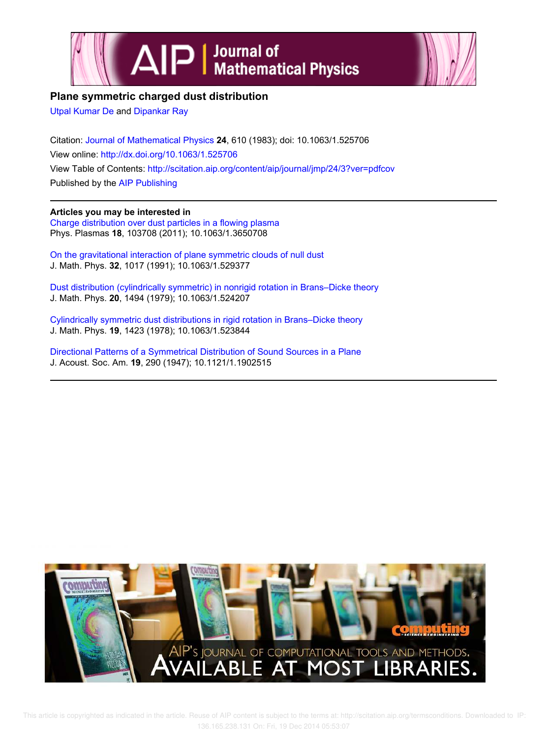# Plane symmetric charged dust distribution

Utpal Kumar De and Dipankar Ray

Citation: Journal of Mathematical Physics **24**, 610 (1983); doi: 10.1063/1.525706

View online: http://dx.doi.org/10.1063/1.525706

View Table of Contents: http://scitation.aip.org/content/aip/journal/jmp/24/3?ver=pdfcov

Published by the AIP Publishing

---

**Articles you may be interested in**

Charge distribution over dust particles in a flowing plasma
Phys. Plasmas **18**, 103708 (2011); 10.1063/1.3650708

On the gravitational interaction of plane symmetric clouds of null dust
J. Math. Phys. **32**, 1017 (1991); 10.1063/1.529377

Dust distribution (cylindrically symmetric) in nonrigid rotation in Brans–Dicke theory
J. Math. Phys. **20**, 1494 (1979); 10.1063/1.524207

Cylindrically symmetric dust distributions in rigid rotation in Brans–Dicke theory
J. Math. Phys. **19**, 1423 (1978); 10.1063/1.523844

Directional Patterns of a Symmetrical Distribution of Sound Sources in a Plane
J. Acoust. Soc. Am. **19**, 290 (1947); 10.1121/1.1902515

---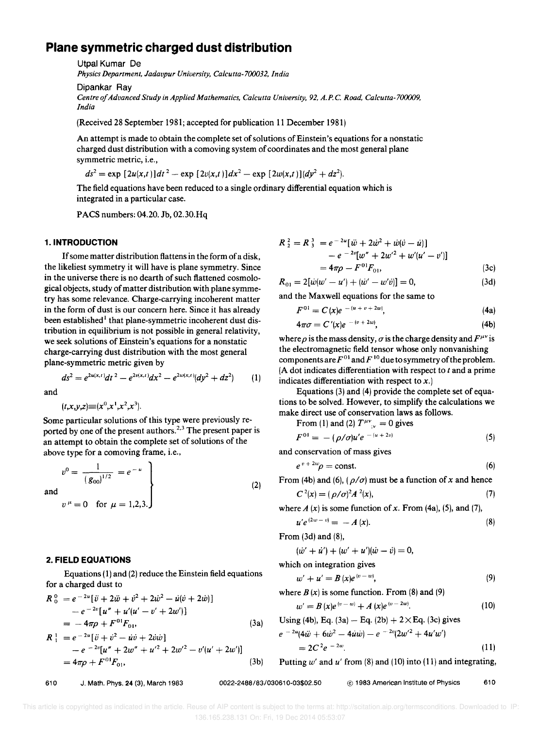# Plane symmetric charged dust distribution

Utpal Kumar De
*Physics Department, Jadavpur University, Calcutta-700032, India*

Dipankar Ray
*Centre of Advanced Study in Applied Mathematics, Calcutta University, 92, A.P.C. Road, Calcutta-700009, India*

(Received 28 September 1981; accepted for publication 11 December 1981)

An attempt is made to obtain the complete set of solutions of Einstein's equations for a nonstatic charged dust distribution with a comoving system of coordinates and the most general plane symmetric metric, i.e.,

$$ds^2 = \exp[2u(x,t)]dt^2 - \exp[2v(x,t)]dx^2 - \exp[2w(x,t)](dy^2 + dz^2).$$

The field equations have been reduced to a single ordinary differential equation which is integrated in a particular case.

PACS numbers: 04.20.Jb, 02.30.Hq

## 1. INTRODUCTION

If some matter distribution flattens in the form of a disk, the likeliest symmetry it will have is plane symmetry. Since in the universe there is no dearth of such flattened cosmological objects, study of matter distribution with plane symmetry has some relevance. Charge-carrying incoherent matter in the form of dust is our concern here. Since it has already been established[1] that plane-symmetric incoherent dust distribution in equilibrium is not possible in general relativity, we seek solutions of Einstein's equations for a nonstatic charge-carrying dust distribution with the most general plane-symmetric metric given by

$$ds^2 = e^{2u(x,t)}dt^2 - e^{2v(x,t)}dx^2 - e^{2w(x,t)}(dy^2 + dz^2) \tag{1}$$

and

$$(t,x,y,z) \equiv (x^0,x^1,x^2,x^3).$$

Some particular solutions of this type were previously reported by one of the present authors.[2,3] The present paper is an attempt to obtain the complete set of solutions of the above type for a comoving frame, i.e.,

$$\left.\begin{aligned} v^0 &= \frac{1}{(g_{00})^{1/2}} = e^{-u} \\ \text{and} \quad & \\ v^\mu &= 0 \quad \text{for } \mu = 1,2,3. \end{aligned}\right\} \tag{2}$$

## 2. FIELD EQUATIONS

Equations (1) and (2) reduce the Einstein field equations for a charged dust to

$$\begin{aligned} R^0_0 &= e^{-2u}[\ddot{v} + 2\ddot{w} + \dot{v}^2 + 2\dot{w}^2 - \dot{u}(\dot{v} + 2\dot{w})] \\ &\quad - e^{-2v}[u'' + u'(u' - v' + 2w')] \\ &= -4\pi\rho + F^{01}F_{01}, \end{aligned} \tag{3a}$$

$$\begin{aligned} R^1_1 &= e^{-2u}[\ddot{v} + \dot{v}^2 - \dot{u}\dot{v} + 2\dot{v}\dot{w}] \\ &\quad - e^{-2v}[u'' + 2w'' + u'^2 + 2w'^2 - v'(u' + 2w')] \\ &= 4\pi\rho + F^{01}F_{01}, \end{aligned} \tag{3b}$$

$$\begin{aligned} R^2_2 = R^3_3 &= e^{-2u}[\ddot{w} + 2\dot{w}^2 + \dot{w}(\dot{v} - \dot{u})] \\ &\quad - e^{-2v}[w'' + 2w'^2 + w'(u' - v')] \\ &= 4\pi\rho - F^{01}F_{01}, \end{aligned} \tag{3c}$$

$$R_{01} = 2[\dot{w}(w' - u') + (\dot{w}' - w'\dot{v})] = 0, \tag{3d}$$

and the Maxwell equations for the same to

$$F^{01} = C(x)e^{-(u+v+2w)}, \tag{4a}$$

$$4\pi\sigma = C'(x)e^{-(v+2w)}, \tag{4b}$$

where $\rho$ is the mass density, $\sigma$ is the charge density and $F^{\mu\nu}$ is the electromagnetic field tensor whose only nonvanishing components are $F^{01}$ and $F^{10}$ due to symmetry of the problem. (A dot indicates differentiation with respect to $t$ and a prime indicates differentiation with respect to $x$.)

Equations (3) and (4) provide the complete set of equations to be solved. However, to simplify the calculations we make direct use of conservation laws as follows.

From (1) and (2) $T^{\mu\nu}{}_{;\nu} = 0$ gives

$$F^{01} = -(\rho/\sigma)u'e^{-(u+2v)} \tag{5}$$

and conservation of mass gives

$$e^{v+2w}\rho = \text{const.} \tag{6}$$

From (4b) and (6), $(\rho/\sigma)$ must be a function of $x$ and hence

$$C^2(x) = (\rho/\sigma)^2 A^2(x), \tag{7}$$

where $A(x)$ is some function of $x$. From (4a), (5), and (7),

$$u'e^{(2w-v)} = -A(x). \tag{8}$$

From (3d) and (8),

$$(\dot{w}' + \dot{u}') + (w' + u')(\dot{w} - \dot{v}) = 0,$$

which on integration gives

$$w' + u' = B(x)e^{(v-w)}, \tag{9}$$

where $B(x)$ is some function. From (8) and (9)

$$w' = B(x)e^{(v-w)} + A(x)e^{(v-2w)}. \tag{10}$$

Using (4b), Eq. (3a) − Eq. (2b) + 2×Eq. (3c) gives

$$\begin{aligned} e^{-2u}(4\ddot{w} + 6\dot{w}^2 - 4\dot{u}\dot{w}) - e^{-2v}(2w'^2 + 4u'w') \\ = 2C^2e^{-2w}. \end{aligned} \tag{11}$$

Putting $w'$ and $u'$ from (8) and (10) into (11) and integrating,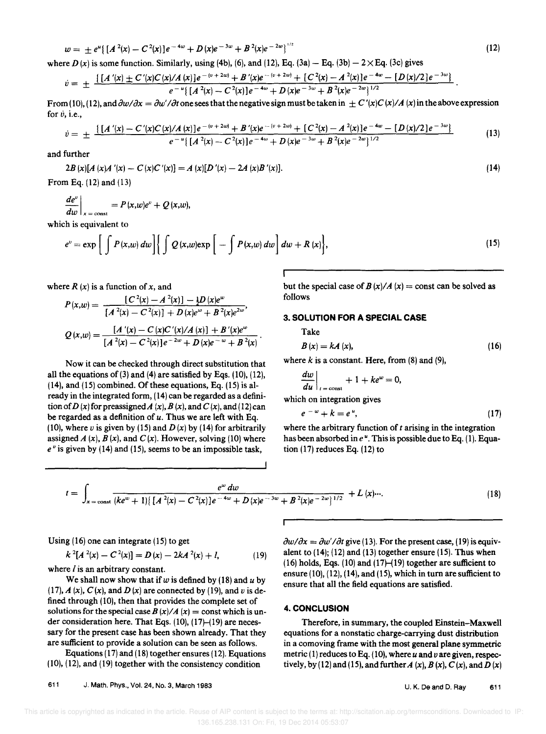$$w = \pm e^{u}\{[A^2(x) - C^2(x)]e^{-4w} + D(x)e^{-3w} + B^2(x)e^{-2w}\}^{1/2} \tag{12}$$

where $D(x)$ is some function. Similarly, using (4b), (6), and (12), Eq. (3a) − Eq. (3b) − 2×Eq. (3c) gives

$$\dot{v} = \pm \frac{\{[A'(x) \pm C'(x)C(x)/A(x)]e^{-(v+2w)} + B'(x)e^{-(v+2w)} + [C^2(x) - A^2(x)]e^{-4w} - [D(x)/2]e^{-3w}\}}{e^{-u}\{[A^2(x) - C^2(x)]e^{-4w} + D(x)e^{-3w} + B^2(x)e^{-2w}\}^{1/2}}.$$

From (10), (12), and $\partial w/\partial x = \partial w'/\partial t$ one sees that the negative sign must be taken in $\pm C'(x)C(x)/A(x)$ in the above expression for $\dot{v}$, i.e.,

$$\dot{v} = \pm \frac{\{[A'(x) - C'(x)C(x)/A(x)]e^{-(v+2w)} + B'(x)e^{-(v+2w)} + [C^2(x) - A^2(x)]e^{-4w} - [D(x)/2]e^{-3w}\}}{e^{-u}\{[A^2(x) - C^2(x)]e^{-4w} + D(x)e^{-3w} + B^2(x)e^{-2w}\}^{1/2}} \tag{13}$$

and further

$$2B(x)[A(x)A'(x) - C(x)C'(x)] = A(x)[D'(x) - 2A(x)B'(x)]. \tag{14}$$

From Eq. (12) and (13)

$$\left.\frac{de^v}{dw}\right|_{x=\text{const}} = P(x,w)e^v + Q(x,w),$$

which is equivalent to

$$e^v = \exp\left[\int P(x,w)\,dw\right]\left\{\int Q(x,w)\exp\left[-\int P(x,w)\,dw\right]dw + R(x)\right\}, \tag{15}$$

where $R(x)$ is a function of $x$, and

$$P(x,w) = \frac{[C^2(x) - A^2(x)] - \frac{1}{2}D(x)e^w}{[A^2(x) - C^2(x)] + D(x)e^w + B^2(x)e^{2w}},$$

$$Q(x,w) = \frac{[A'(x) - C(x)C'(x)/A(x)] + B'(x)e^w}{[A^2(x) - C^2(x)]e^{-2w} + D(x)e^{-w} + B^2(x)}.$$

Now it can be checked through direct substitution that all the equations of (3) and (4) are satisfied by Eqs. (10), (12), (14), and (15) combined. Of these equations, Eq. (15) is already in the integrated form, (14) can be regarded as a definition of $D(x)$ for preassigned $A(x)$, $B(x)$, and $C(x)$, and (12) can be regarded as a definition of $u$. Thus we are left with Eq. (10), where $v$ is given by (15) and $D(x)$ by (14) for arbitrarily assigned $A(x)$, $B(x)$, and $C(x)$. However, solving (10) where $e^v$ is given by (14) and (15), seems to be an impossible task, but the special case of $B(x)/A(x) = \text{const}$ can be solved as follows

## 3. SOLUTION FOR A SPECIAL CASE

Take

$$B(x) = kA(x), \tag{16}$$

where $k$ is a constant. Here, from (8) and (9),

$$\left.\frac{dw}{du}\right|_{t=\text{const}} + 1 + ke^w = 0,$$

which on integration gives

$$e^{-w} + k = e^u, \tag{17}$$

where the arbitrary function of $t$ arising in the integration has been absorbed in $e^u$. This is possible due to Eq. (1). Equation (17) reduces Eq. (12) to

$$t = \int_{x=\text{const}} \frac{e^w\,dw}{(ke^w + 1)\{[A^2(x) - C^2(x)]e^{-4w} + D(x)e^{-3w} + B^2(x)e^{-2w}\}^{1/2}} + L(x)\cdots. \tag{18}$$

Using (16) one can integrate (15) to get

$$k^2[A^2(x) - C^2(x)] = D(x) - 2kA^2(x) + l, \tag{19}$$

where $l$ is an arbitrary constant.

We shall now show that if $w$ is defined by (18) and $u$ by (17), $A(x)$, $C(x)$, and $D(x)$ are connected by (19), and $v$ is defined through (10), then that provides the complete set of solutions for the special case $B(x)/A(x) = \text{const}$ which is under consideration here. That Eqs. (10), (17)–(19) are necessary for the present case has been shown already. That they are sufficient to provide a solution can be seen as follows.

Equations (17) and (18) together ensures (12). Equations (10), (12), and (19) together with the consistency condition $\partial w/\partial x = \partial w'/\partial t$ give (13). For the present case, (19) is equivalent to (14); (12) and (13) together ensure (15). Thus when (16) holds, Eqs. (10) and (17)–(19) together are sufficient to ensure (10), (12), (14), and (15), which in turn are sufficient to ensure that all the field equations are satisfied.

## 4. CONCLUSION

Therefore, in summary, the coupled Einstein–Maxwell equations for a nonstatic charge-carrying dust distribution in a comoving frame with the most general plane symmetric metric (1) reduces to Eq. (10), where $u$ and $v$ are given, respectively, by (12) and (15), and further $A(x)$, $B(x)$, $C(x)$, and $D(x)$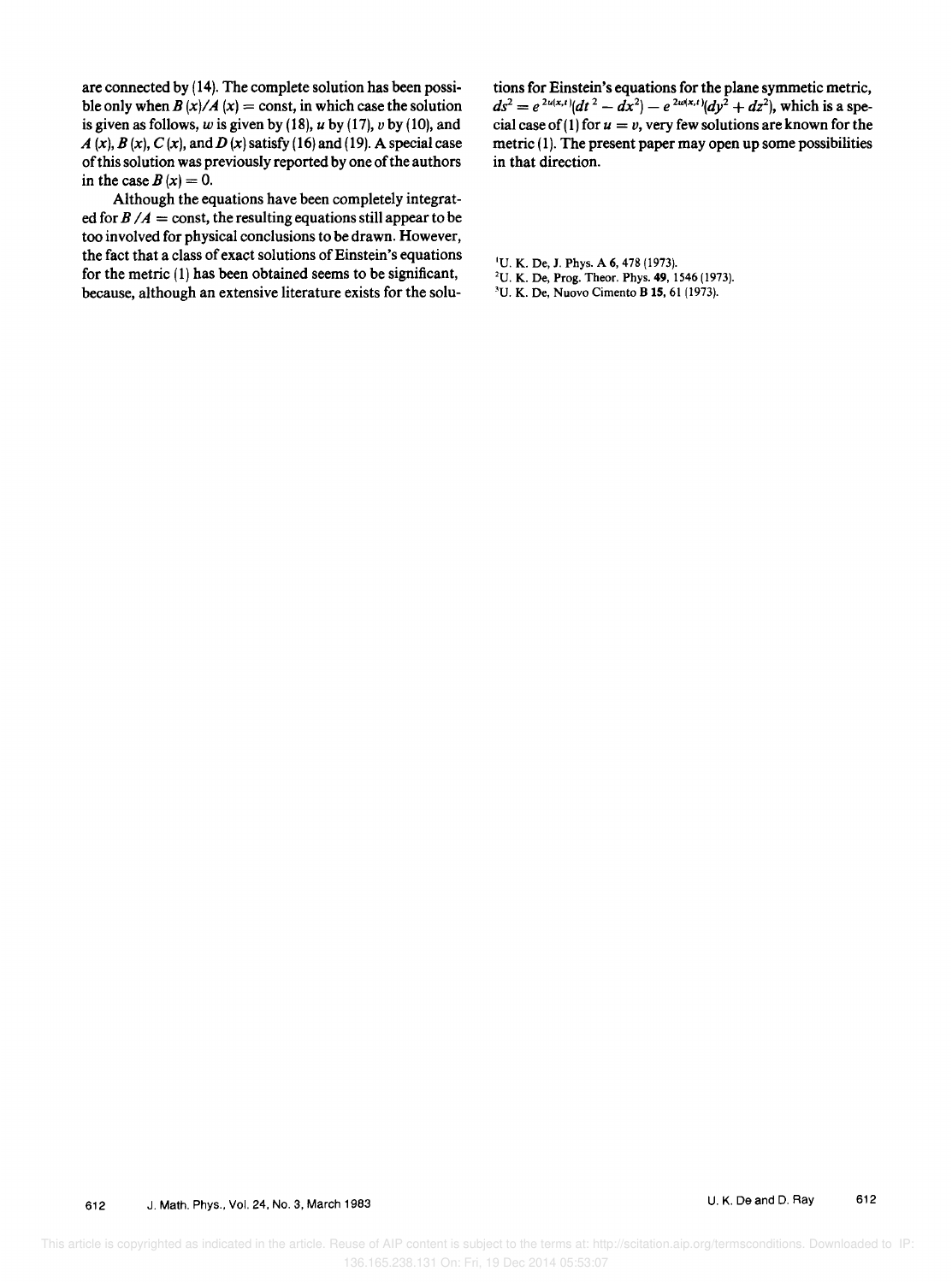are connected by (14). The complete solution has been possible only when $B(x)/A(x) = \text{const}$, in which case the solution is given as follows, $w$ is given by (18), $u$ by (17), $v$ by (10), and $A(x)$, $B(x)$, $C(x)$, and $D(x)$ satisfy (16) and (19). A special case of this solution was previously reported by one of the authors in the case $B(x) = 0$.

Although the equations have been completely integrated for $B/A = \text{const}$, the resulting equations still appear to be too involved for physical conclusions to be drawn. However, the fact that a class of exact solutions of Einstein's equations for the metric (1) has been obtained seems to be significant, because, although an extensive literature exists for the solutions for Einstein's equations for the plane symmetric metric, $ds^2 = e^{2u(x,t)}(dt^2 - dx^2) - e^{2w(x,t)}(dy^2 + dz^2)$, which is a special case of (1) for $u = v$, very few solutions are known for the metric (1). The present paper may open up some possibilities in that direction.

[1] U. K. De, J. Phys. A **6**, 478 (1973).

[2] U. K. De, Prog. Theor. Phys. **49**, 1546 (1973).

[3] U. K. De, Nuovo Cimento B **15**, 61 (1973).